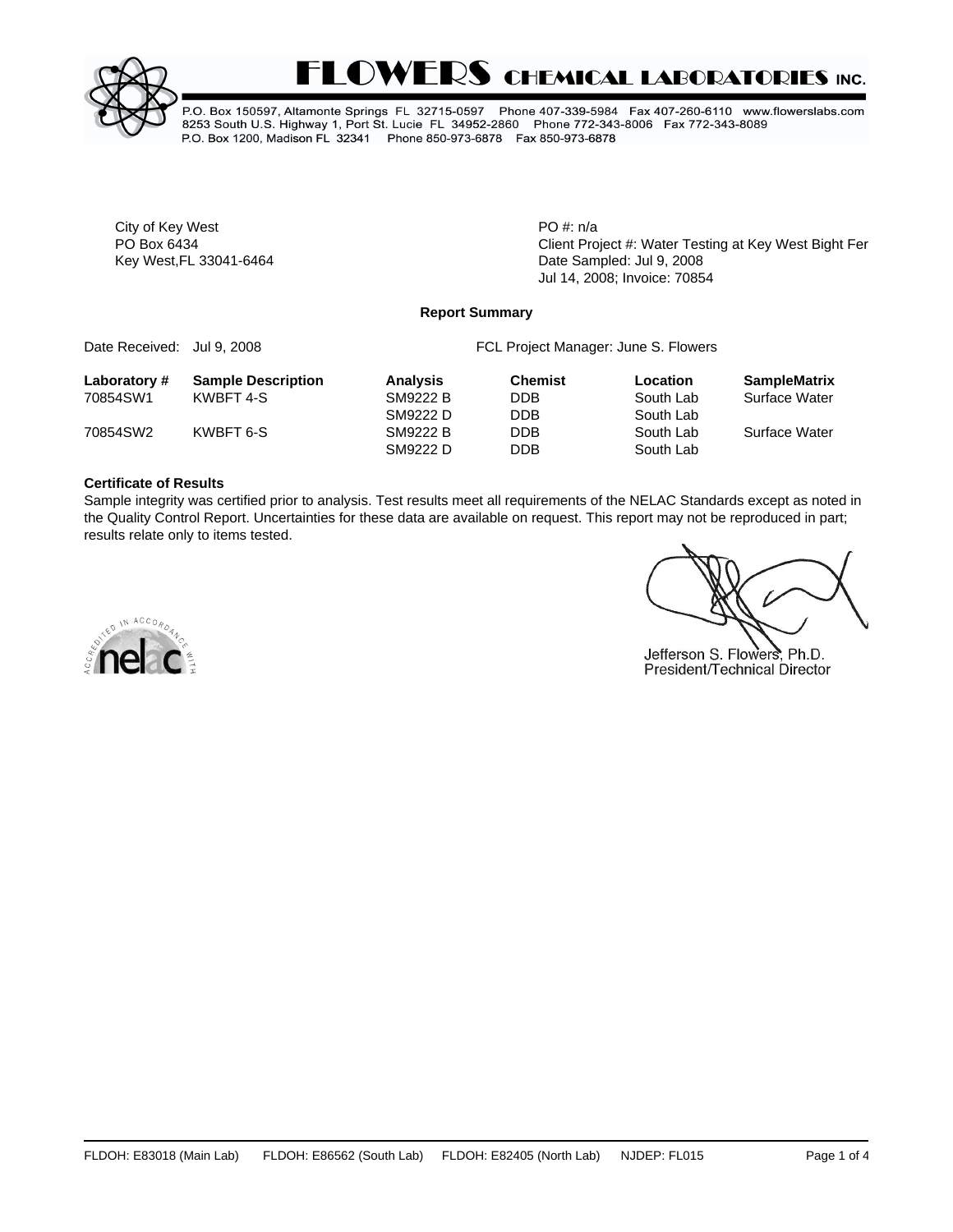# FLOWERS CHEMICAL LABORATORIES INC.

P.O. Box 150597, Altamonte Springs FL 32715-0597 Phone 407-339-5984 Fax 407-260-6110 www.flowerslabs.com
8253 South U.S. Highway 1, Port St. Lucie FL 34952-2860 Phone 772-343-8006 Fax 772-343-8089
P.O. Box 1200, Madison FL 32341 Phone 850-973-6878 Fax 850-973-6878

City of Key West
PO Box 6434
Key West,FL 33041-6464

PO #: n/a
Client Project #: Water Testing at Key West Bight Fer
Date Sampled: Jul 9, 2008
Jul 14, 2008; Invoice: 70854

**Report Summary**

Date Received: Jul 9, 2008

FCL Project Manager: June S. Flowers

| Laboratory # | Sample Description | Analysis | Chemist | Location | SampleMatrix |
|---|---|---|---|---|---|
| 70854SW1 | KWBFT 4-S | SM9222 B | DDB | South Lab | Surface Water |
| | | SM9222 D | DDB | South Lab | |
| 70854SW2 | KWBFT 6-S | SM9222 B | DDB | South Lab | Surface Water |
| | | SM9222 D | DDB | South Lab | |

**Certificate of Results**

Sample integrity was certified prior to analysis. Test results meet all requirements of the NELAC Standards except as noted in the Quality Control Report. Uncertainties for these data are available on request. This report may not be reproduced in part; results relate only to items tested.

ACCREDITED IN ACCORDANCE WITH nelac

Jefferson S. Flowers, Ph.D.
President/Technical Director

FLDOH: E83018 (Main Lab) FLDOH: E86562 (South Lab) FLDOH: E82405 (North Lab) NJDEP: FL015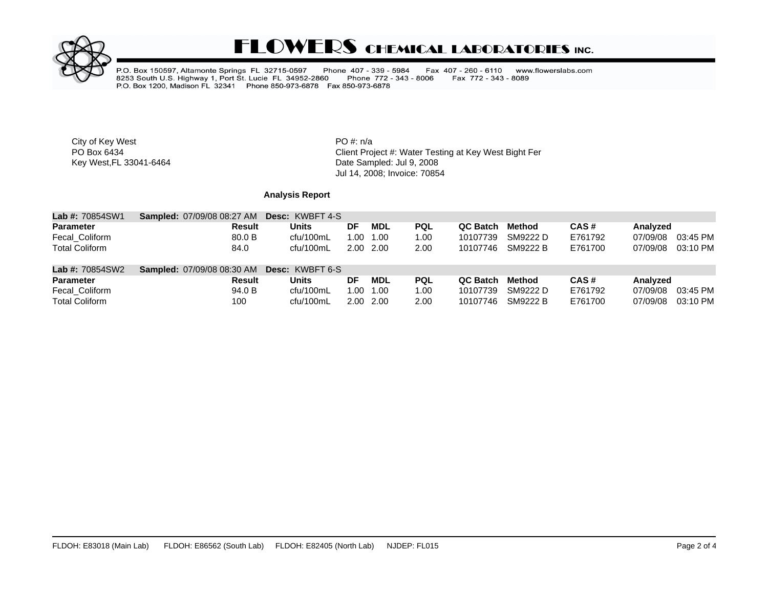# FLOWERS CHEMICAL LABORATORIES INC.

P.O. Box 150597, Altamonte Springs FL 32715-0597 Phone 407 - 339 - 5984 Fax 407 - 260 - 6110 www.flowerslabs.com
8253 South U.S. Highway 1, Port St. Lucie FL 34952-2860 Phone 772 - 343 - 8006 Fax 772 - 343 - 8089
P.O. Box 1200, Madison FL 32341 Phone 850-973-6878 Fax 850-973-6878

City of Key West
PO Box 6434
Key West,FL 33041-6464

PO #: n/a
Client Project #: Water Testing at Key West Bight Fer
Date Sampled: Jul 9, 2008
Jul 14, 2008; Invoice: 70854

**Analysis Report**

**Lab #:** 70854SW1 **Sampled:** 07/09/08 08:27 AM **Desc:** KWBFT 4-S

| Parameter | Result | Units | DF | MDL | PQL | QC Batch | Method | CAS # | Analyzed |
|---|---|---|---|---|---|---|---|---|---|
| Fecal_Coliform | 80.0 B | cfu/100mL | 1.00 | 1.00 | 1.00 | 10107739 | SM9222 D | E761792 | 07/09/08 03:45 PM |
| Total Coliform | 84.0 | cfu/100mL | 2.00 | 2.00 | 2.00 | 10107746 | SM9222 B | E761700 | 07/09/08 03:10 PM |

**Lab #:** 70854SW2 **Sampled:** 07/09/08 08:30 AM **Desc:** KWBFT 6-S

| Parameter | Result | Units | DF | MDL | PQL | QC Batch | Method | CAS # | Analyzed |
|---|---|---|---|---|---|---|---|---|---|
| Fecal_Coliform | 94.0 B | cfu/100mL | 1.00 | 1.00 | 1.00 | 10107739 | SM9222 D | E761792 | 07/09/08 03:45 PM |
| Total Coliform | 100 | cfu/100mL | 2.00 | 2.00 | 2.00 | 10107746 | SM9222 B | E761700 | 07/09/08 03:10 PM |

FLDOH: E83018 (Main Lab) FLDOH: E86562 (South Lab) FLDOH: E82405 (North Lab) NJDEP: FL015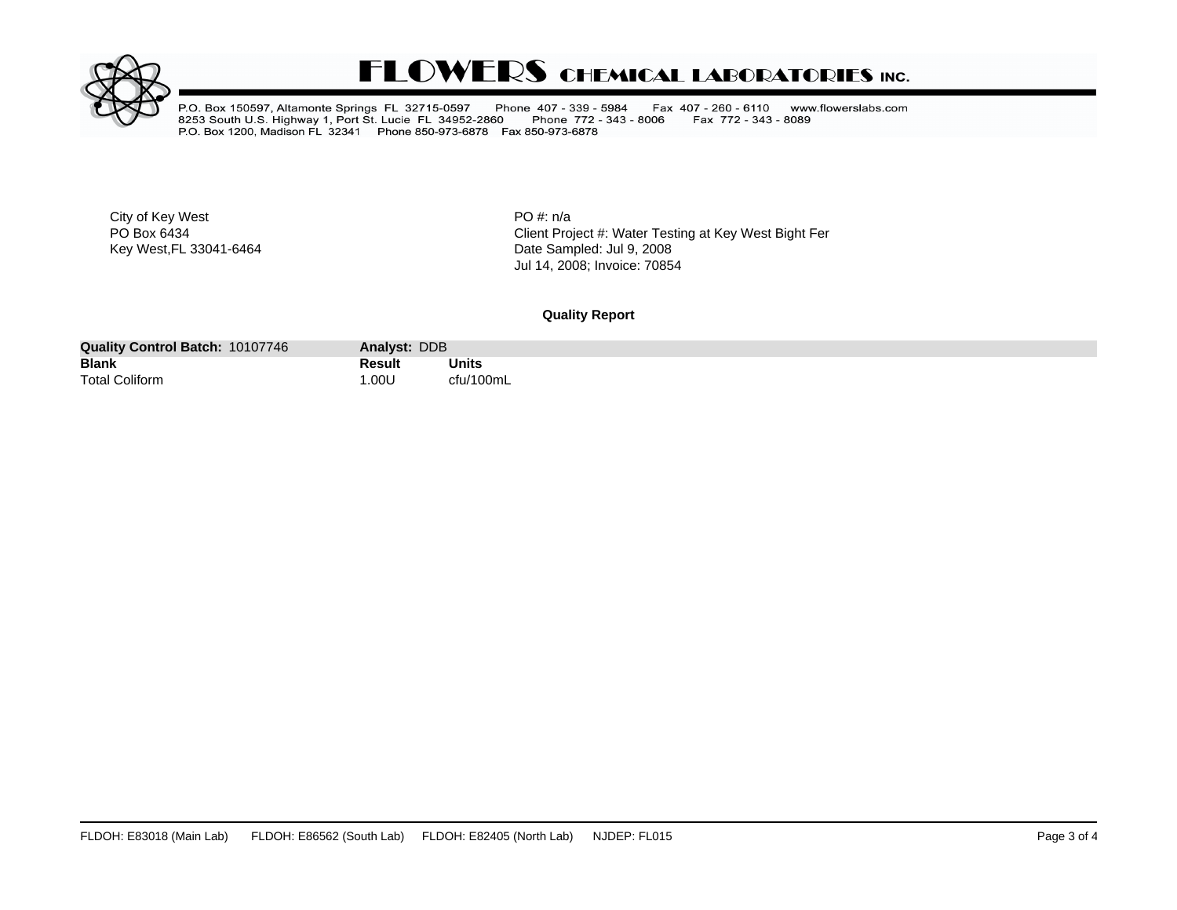# FLOWERS CHEMICAL LABORATORIES INC.

P.O. Box 150597, Altamonte Springs FL 32715-0597 Phone 407 - 339 - 5984 Fax 407 - 260 - 6110 www.flowerslabs.com
8253 South U.S. Highway 1, Port St. Lucie FL 34952-2860 Phone 772 - 343 - 8006 Fax 772 - 343 - 8089
P.O. Box 1200, Madison FL 32341 Phone 850-973-6878 Fax 850-973-6878

City of Key West
PO Box 6434
Key West,FL 33041-6464

PO #: n/a
Client Project #: Water Testing at Key West Bight Fer
Date Sampled: Jul 9, 2008
Jul 14, 2008; Invoice: 70854

**Quality Report**

| **Quality Control Batch:** 10107746 | **Analyst:** DDB | |
|---|---|---|
| **Blank** | **Result** | **Units** |
| Total Coliform | 1.00U | cfu/100mL |

FLDOH: E83018 (Main Lab) FLDOH: E86562 (South Lab) FLDOH: E82405 (North Lab) NJDEP: FL015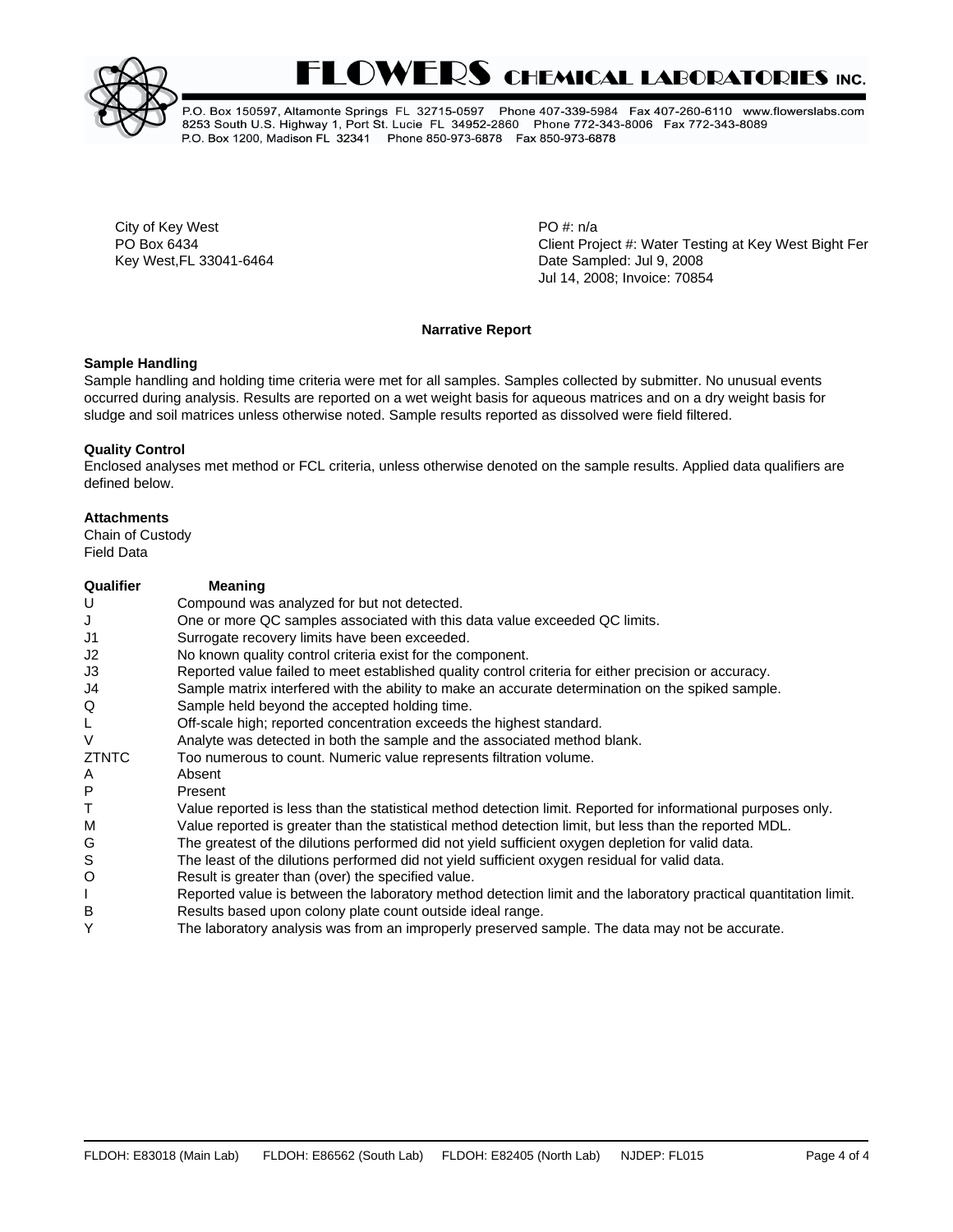# FLOWERS CHEMICAL LABORATORIES INC.

P.O. Box 150597, Altamonte Springs FL 32715-0597 Phone 407-339-5984 Fax 407-260-6110 www.flowerslabs.com
8253 South U.S. Highway 1, Port St. Lucie FL 34952-2860 Phone 772-343-8006 Fax 772-343-8089
P.O. Box 1200, Madison FL 32341 Phone 850-973-6878 Fax 850-973-6878

City of Key West
PO Box 6434
Key West,FL 33041-6464

PO #: n/a
Client Project #: Water Testing at Key West Bight Fer
Date Sampled: Jul 9, 2008
Jul 14, 2008; Invoice: 70854

## Narrative Report

**Sample Handling**

Sample handling and holding time criteria were met for all samples. Samples collected by submitter. No unusual events occurred during analysis. Results are reported on a wet weight basis for aqueous matrices and on a dry weight basis for sludge and soil matrices unless otherwise noted. Sample results reported as dissolved were field filtered.

**Quality Control**

Enclosed analyses met method or FCL criteria, unless otherwise denoted on the sample results. Applied data qualifiers are defined below.

**Attachments**

Chain of Custody
Field Data

| Qualifier | Meaning |
|---|---|
| U | Compound was analyzed for but not detected. |
| J | One or more QC samples associated with this data value exceeded QC limits. |
| J1 | Surrogate recovery limits have been exceeded. |
| J2 | No known quality control criteria exist for the component. |
| J3 | Reported value failed to meet established quality control criteria for either precision or accuracy. |
| J4 | Sample matrix interfered with the ability to make an accurate determination on the spiked sample. |
| Q | Sample held beyond the accepted holding time. |
| L | Off-scale high; reported concentration exceeds the highest standard. |
| V | Analyte was detected in both the sample and the associated method blank. |
| ZTNTC | Too numerous to count. Numeric value represents filtration volume. |
| A | Absent |
| P | Present |
| T | Value reported is less than the statistical method detection limit. Reported for informational purposes only. |
| M | Value reported is greater than the statistical method detection limit, but less than the reported MDL. |
| G | The greatest of the dilutions performed did not yield sufficient oxygen depletion for valid data. |
| S | The least of the dilutions performed did not yield sufficient oxygen residual for valid data. |
| O | Result is greater than (over) the specified value. |
| I | Reported value is between the laboratory method detection limit and the laboratory practical quantitation limit. |
| B | Results based upon colony plate count outside ideal range. |
| Y | The laboratory analysis was from an improperly preserved sample. The data may not be accurate. |

FLDOH: E83018 (Main Lab) FLDOH: E86562 (South Lab) FLDOH: E82405 (North Lab) NJDEP: FL015